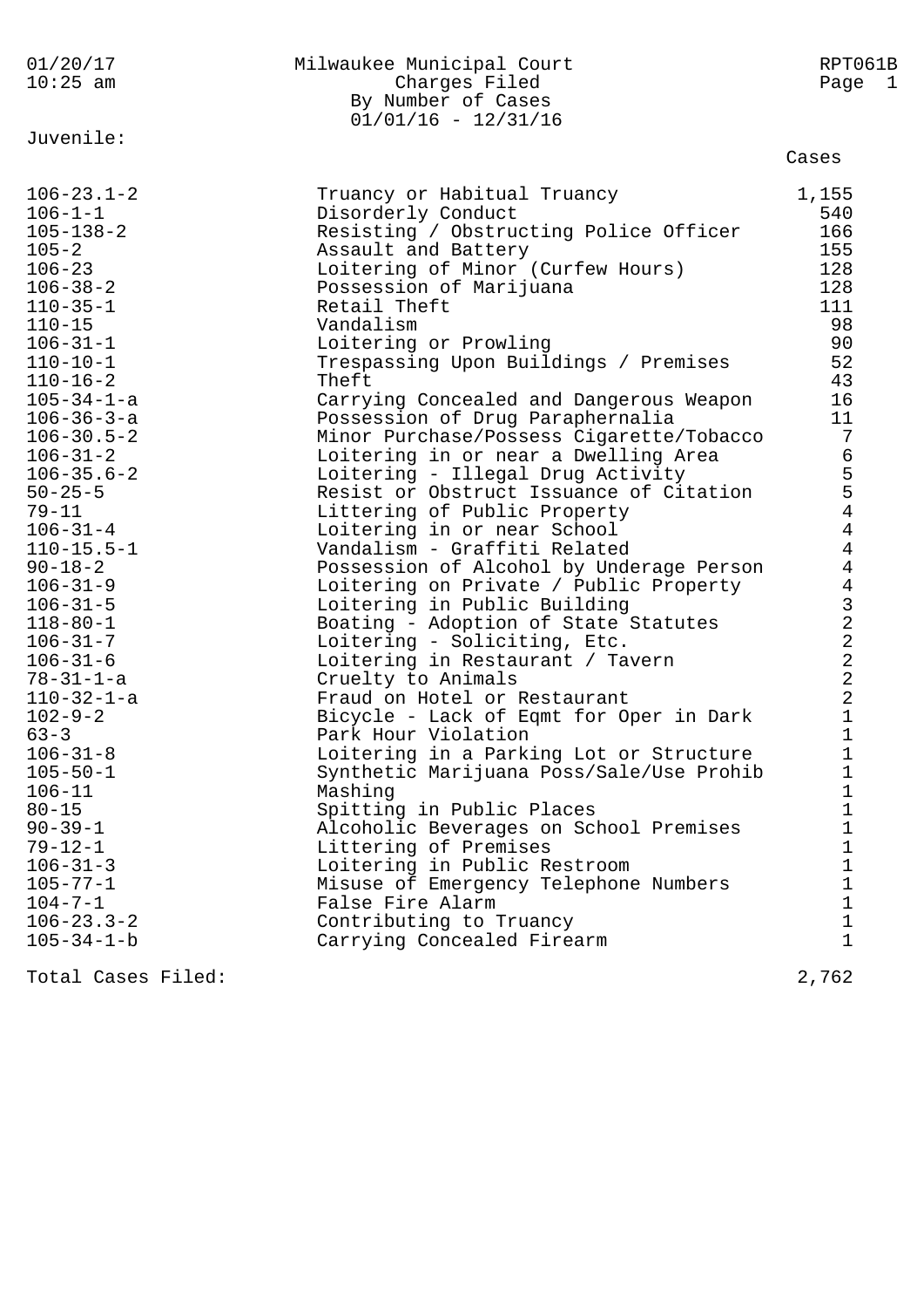# Milwaukee Municipal Court

## Charges Filed

### By Number of Cases

01/01/16 - 12/31/16

01/20/17 10:25 am — RPT061B

**Juvenile:**

| Code | Charge | Cases |
|---|---|---|
| 106-23.1-2 | Truancy or Habitual Truancy | 1,155 |
| 106-1-1 | Disorderly Conduct | 540 |
| 105-138-2 | Resisting / Obstructing Police Officer | 166 |
| 105-2 | Assault and Battery | 155 |
| 106-23 | Loitering of Minor (Curfew Hours) | 128 |
| 106-38-2 | Possession of Marijuana | 128 |
| 110-35-1 | Retail Theft | 111 |
| 110-15 | Vandalism | 98 |
| 106-31-1 | Loitering or Prowling | 90 |
| 110-10-1 | Trespassing Upon Buildings / Premises | 52 |
| 110-16-2 | Theft | 43 |
| 105-34-1-a | Carrying Concealed and Dangerous Weapon | 16 |
| 106-36-3-a | Possession of Drug Paraphernalia | 11 |
| 106-30.5-2 | Minor Purchase/Possess Cigarette/Tobacco | 7 |
| 106-31-2 | Loitering in or near a Dwelling Area | 6 |
| 106-35.6-2 | Loitering - Illegal Drug Activity | 5 |
| 50-25-5 | Resist or Obstruct Issuance of Citation | 5 |
| 79-11 | Littering of Public Property | 4 |
| 106-31-4 | Loitering in or near School | 4 |
| 110-15.5-1 | Vandalism - Graffiti Related | 4 |
| 90-18-2 | Possession of Alcohol by Underage Person | 4 |
| 106-31-9 | Loitering on Private / Public Property | 4 |
| 106-31-5 | Loitering in Public Building | 3 |
| 118-80-1 | Boating - Adoption of State Statutes | 2 |
| 106-31-7 | Loitering - Soliciting, Etc. | 2 |
| 106-31-6 | Loitering in Restaurant / Tavern | 2 |
| 78-31-1-a | Cruelty to Animals | 2 |
| 110-32-1-a | Fraud on Hotel or Restaurant | 2 |
| 102-9-2 | Bicycle - Lack of Eqmt for Oper in Dark | 1 |
| 63-3 | Park Hour Violation | 1 |
| 106-31-8 | Loitering in a Parking Lot or Structure | 1 |
| 105-50-1 | Synthetic Marijuana Poss/Sale/Use Prohib | 1 |
| 106-11 | Mashing | 1 |
| 80-15 | Spitting in Public Places | 1 |
| 90-39-1 | Alcoholic Beverages on School Premises | 1 |
| 79-12-1 | Littering of Premises | 1 |
| 106-31-3 | Loitering in Public Restroom | 1 |
| 105-77-1 | Misuse of Emergency Telephone Numbers | 1 |
| 104-7-1 | False Fire Alarm | 1 |
| 106-23.3-2 | Contributing to Truancy | 1 |
| 105-34-1-b | Carrying Concealed Firearm | 1 |

Total Cases Filed: 2,762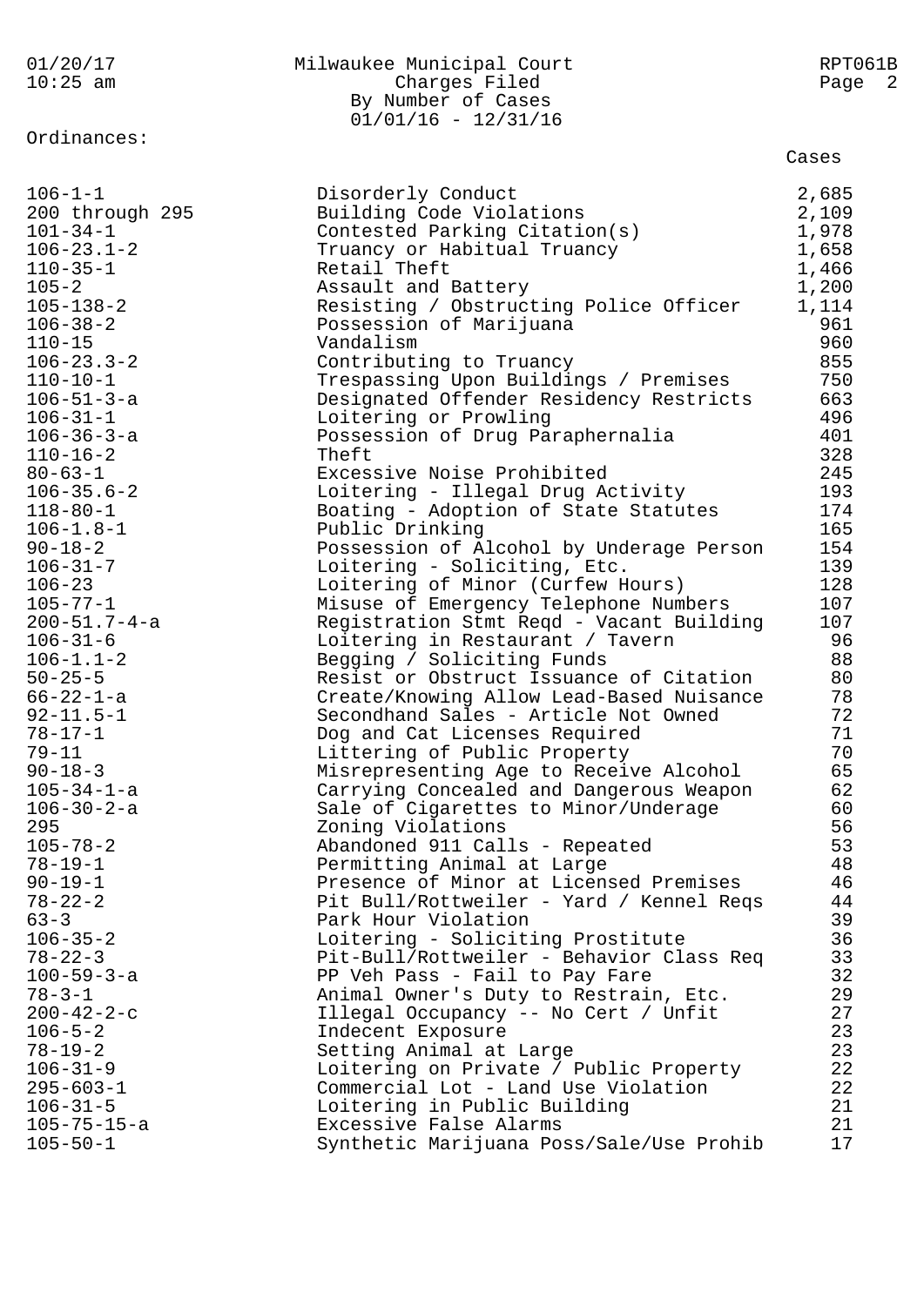Milwaukee Municipal Court
Charges Filed
By Number of Cases
01/01/16 - 12/31/16

Ordinances:

| Ordinance | Description | Cases |
|---|---|---|
| 106-1-1 | Disorderly Conduct | 2,685 |
| 200 through 295 | Building Code Violations | 2,109 |
| 101-34-1 | Contested Parking Citation(s) | 1,978 |
| 106-23.1-2 | Truancy or Habitual Truancy | 1,658 |
| 110-35-1 | Retail Theft | 1,466 |
| 105-2 | Assault and Battery | 1,200 |
| 105-138-2 | Resisting / Obstructing Police Officer | 1,114 |
| 106-38-2 | Possession of Marijuana | 961 |
| 110-15 | Vandalism | 960 |
| 106-23.3-2 | Contributing to Truancy | 855 |
| 110-10-1 | Trespassing Upon Buildings / Premises | 750 |
| 106-51-3-a | Designated Offender Residency Restricts | 663 |
| 106-31-1 | Loitering or Prowling | 496 |
| 106-36-3-a | Possession of Drug Paraphernalia | 401 |
| 110-16-2 | Theft | 328 |
| 80-63-1 | Excessive Noise Prohibited | 245 |
| 106-35.6-2 | Loitering - Illegal Drug Activity | 193 |
| 118-80-1 | Boating - Adoption of State Statutes | 174 |
| 106-1.8-1 | Public Drinking | 165 |
| 90-18-2 | Possession of Alcohol by Underage Person | 154 |
| 106-31-7 | Loitering - Soliciting, Etc. | 139 |
| 106-23 | Loitering of Minor (Curfew Hours) | 128 |
| 105-77-1 | Misuse of Emergency Telephone Numbers | 107 |
| 200-51.7-4-a | Registration Stmt Reqd - Vacant Building | 107 |
| 106-31-6 | Loitering in Restaurant / Tavern | 96 |
| 106-1.1-2 | Begging / Soliciting Funds | 88 |
| 50-25-5 | Resist or Obstruct Issuance of Citation | 80 |
| 66-22-1-a | Create/Knowing Allow Lead-Based Nuisance | 78 |
| 92-11.5-1 | Secondhand Sales - Article Not Owned | 72 |
| 78-17-1 | Dog and Cat Licenses Required | 71 |
| 79-11 | Littering of Public Property | 70 |
| 90-18-3 | Misrepresenting Age to Receive Alcohol | 65 |
| 105-34-1-a | Carrying Concealed and Dangerous Weapon | 62 |
| 106-30-2-a | Sale of Cigarettes to Minor/Underage | 60 |
| 295 | Zoning Violations | 56 |
| 105-78-2 | Abandoned 911 Calls - Repeated | 53 |
| 78-19-1 | Permitting Animal at Large | 48 |
| 90-19-1 | Presence of Minor at Licensed Premises | 46 |
| 78-22-2 | Pit Bull/Rottweiler - Yard / Kennel Reqs | 44 |
| 63-3 | Park Hour Violation | 39 |
| 106-35-2 | Loitering - Soliciting Prostitute | 36 |
| 78-22-3 | Pit-Bull/Rottweiler - Behavior Class Req | 33 |
| 100-59-3-a | PP Veh Pass - Fail to Pay Fare | 32 |
| 78-3-1 | Animal Owner's Duty to Restrain, Etc. | 29 |
| 200-42-2-c | Illegal Occupancy -- No Cert / Unfit | 27 |
| 106-5-2 | Indecent Exposure | 23 |
| 78-19-2 | Setting Animal at Large | 23 |
| 106-31-9 | Loitering on Private / Public Property | 22 |
| 295-603-1 | Commercial Lot - Land Use Violation | 22 |
| 106-31-5 | Loitering in Public Building | 21 |
| 105-75-15-a | Excessive False Alarms | 21 |
| 105-50-1 | Synthetic Marijuana Poss/Sale/Use Prohib | 17 |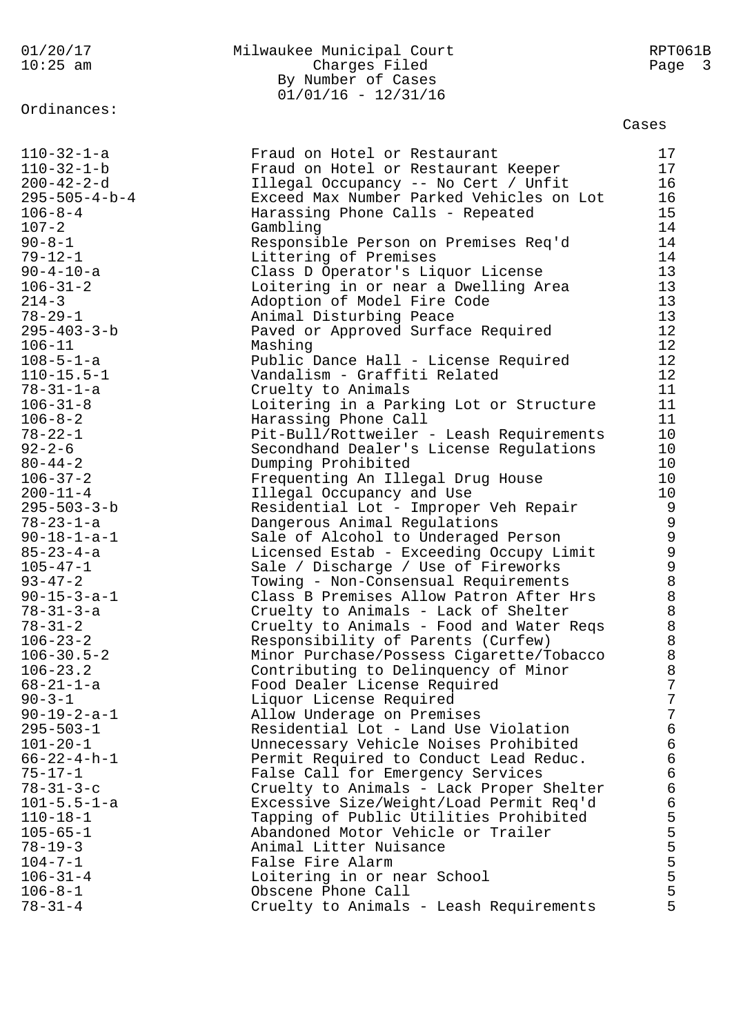Ordinances:

| Ordinance | Description | Cases |
|---|---|---|
| 110-32-1-a | Fraud on Hotel or Restaurant | 17 |
| 110-32-1-b | Fraud on Hotel or Restaurant Keeper | 17 |
| 200-42-2-d | Illegal Occupancy -- No Cert / Unfit | 16 |
| 295-505-4-b-4 | Exceed Max Number Parked Vehicles on Lot | 16 |
| 106-8-4 | Harassing Phone Calls - Repeated | 15 |
| 107-2 | Gambling | 14 |
| 90-8-1 | Responsible Person on Premises Req'd | 14 |
| 79-12-1 | Littering of Premises | 14 |
| 90-4-10-a | Class D Operator's Liquor License | 13 |
| 106-31-2 | Loitering in or near a Dwelling Area | 13 |
| 214-3 | Adoption of Model Fire Code | 13 |
| 78-29-1 | Animal Disturbing Peace | 13 |
| 295-403-3-b | Paved or Approved Surface Required | 12 |
| 106-11 | Mashing | 12 |
| 108-5-1-a | Public Dance Hall - License Required | 12 |
| 110-15.5-1 | Vandalism - Graffiti Related | 12 |
| 78-31-1-a | Cruelty to Animals | 11 |
| 106-31-8 | Loitering in a Parking Lot or Structure | 11 |
| 106-8-2 | Harassing Phone Call | 11 |
| 78-22-1 | Pit-Bull/Rottweiler - Leash Requirements | 10 |
| 92-2-6 | Secondhand Dealer's License Regulations | 10 |
| 80-44-2 | Dumping Prohibited | 10 |
| 106-37-2 | Frequenting An Illegal Drug House | 10 |
| 200-11-4 | Illegal Occupancy and Use | 10 |
| 295-503-3-b | Residential Lot - Improper Veh Repair | 9 |
| 78-23-1-a | Dangerous Animal Regulations | 9 |
| 90-18-1-a-1 | Sale of Alcohol to Underaged Person | 9 |
| 85-23-4-a | Licensed Estab - Exceeding Occupy Limit | 9 |
| 105-47-1 | Sale / Discharge / Use of Fireworks | 9 |
| 93-47-2 | Towing - Non-Consensual Requirements | 8 |
| 90-15-3-a-1 | Class B Premises Allow Patron After Hrs | 8 |
| 78-31-3-a | Cruelty to Animals - Lack of Shelter | 8 |
| 78-31-2 | Cruelty to Animals - Food and Water Reqs | 8 |
| 106-23-2 | Responsibility of Parents (Curfew) | 8 |
| 106-30.5-2 | Minor Purchase/Possess Cigarette/Tobacco | 8 |
| 106-23.2 | Contributing to Delinquency of Minor | 8 |
| 68-21-1-a | Food Dealer License Required | 7 |
| 90-3-1 | Liquor License Required | 7 |
| 90-19-2-a-1 | Allow Underage on Premises | 7 |
| 295-503-1 | Residential Lot - Land Use Violation | 6 |
| 101-20-1 | Unnecessary Vehicle Noises Prohibited | 6 |
| 66-22-4-h-1 | Permit Required to Conduct Lead Reduc. | 6 |
| 75-17-1 | False Call for Emergency Services | 6 |
| 78-31-3-c | Cruelty to Animals - Lack Proper Shelter | 6 |
| 101-5.5-1-a | Excessive Size/Weight/Load Permit Req'd | 6 |
| 110-18-1 | Tapping of Public Utilities Prohibited | 5 |
| 105-65-1 | Abandoned Motor Vehicle or Trailer | 5 |
| 78-19-3 | Animal Litter Nuisance | 5 |
| 104-7-1 | False Fire Alarm | 5 |
| 106-31-4 | Loitering in or near School | 5 |
| 106-8-1 | Obscene Phone Call | 5 |
| 78-31-4 | Cruelty to Animals - Leash Requirements | 5 |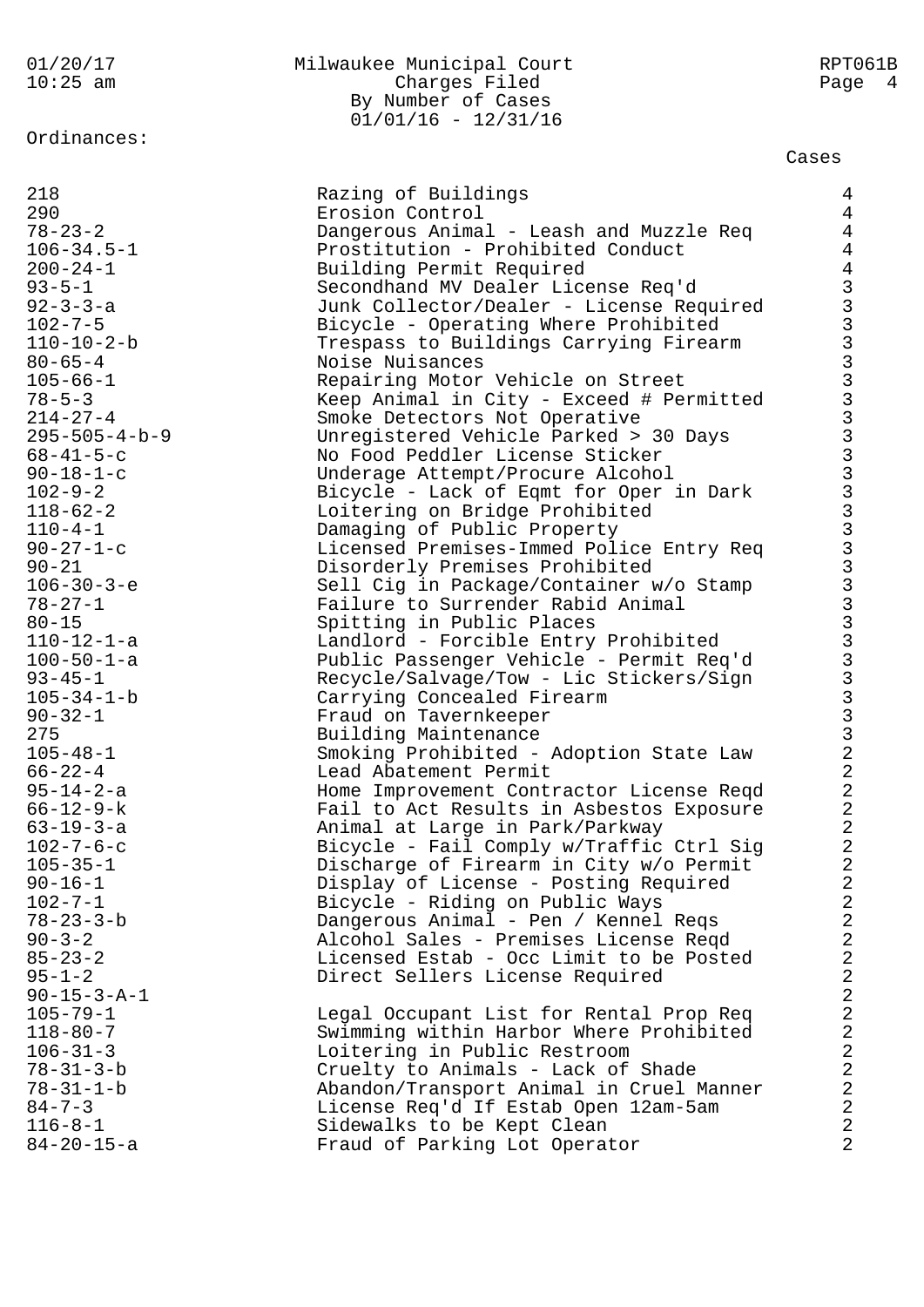Milwaukee Municipal Court
Charges Filed
By Number of Cases
01/01/16 - 12/31/16

Ordinances:

| Ordinance | Description | Cases |
|---|---|---|
| 218 | Razing of Buildings | 4 |
| 290 | Erosion Control | 4 |
| 78-23-2 | Dangerous Animal - Leash and Muzzle Req | 4 |
| 106-34.5-1 | Prostitution - Prohibited Conduct | 4 |
| 200-24-1 | Building Permit Required | 4 |
| 93-5-1 | Secondhand MV Dealer License Req'd | 3 |
| 92-3-3-a | Junk Collector/Dealer - License Required | 3 |
| 102-7-5 | Bicycle - Operating Where Prohibited | 3 |
| 110-10-2-b | Trespass to Buildings Carrying Firearm | 3 |
| 80-65-4 | Noise Nuisances | 3 |
| 105-66-1 | Repairing Motor Vehicle on Street | 3 |
| 78-5-3 | Keep Animal in City - Exceed # Permitted | 3 |
| 214-27-4 | Smoke Detectors Not Operative | 3 |
| 295-505-4-b-9 | Unregistered Vehicle Parked > 30 Days | 3 |
| 68-41-5-c | No Food Peddler License Sticker | 3 |
| 90-18-1-c | Underage Attempt/Procure Alcohol | 3 |
| 102-9-2 | Bicycle - Lack of Eqmt for Oper in Dark | 3 |
| 118-62-2 | Loitering on Bridge Prohibited | 3 |
| 110-4-1 | Damaging of Public Property | 3 |
| 90-27-1-c | Licensed Premises-Immed Police Entry Req | 3 |
| 90-21 | Disorderly Premises Prohibited | 3 |
| 106-30-3-e | Sell Cig in Package/Container w/o Stamp | 3 |
| 78-27-1 | Failure to Surrender Rabid Animal | 3 |
| 80-15 | Spitting in Public Places | 3 |
| 110-12-1-a | Landlord - Forcible Entry Prohibited | 3 |
| 100-50-1-a | Public Passenger Vehicle - Permit Req'd | 3 |
| 93-45-1 | Recycle/Salvage/Tow - Lic Stickers/Sign | 3 |
| 105-34-1-b | Carrying Concealed Firearm | 3 |
| 90-32-1 | Fraud on Tavernkeeper | 3 |
| 275 | Building Maintenance | 3 |
| 105-48-1 | Smoking Prohibited - Adoption State Law | 2 |
| 66-22-4 | Lead Abatement Permit | 2 |
| 95-14-2-a | Home Improvement Contractor License Reqd | 2 |
| 66-12-9-k | Fail to Act Results in Asbestos Exposure | 2 |
| 63-19-3-a | Animal at Large in Park/Parkway | 2 |
| 102-7-6-c | Bicycle - Fail Comply w/Traffic Ctrl Sig | 2 |
| 105-35-1 | Discharge of Firearm in City w/o Permit | 2 |
| 90-16-1 | Display of License - Posting Required | 2 |
| 102-7-1 | Bicycle - Riding on Public Ways | 2 |
| 78-23-3-b | Dangerous Animal - Pen / Kennel Reqs | 2 |
| 90-3-2 | Alcohol Sales - Premises License Reqd | 2 |
| 85-23-2 | Licensed Estab - Occ Limit to be Posted | 2 |
| 95-1-2 | Direct Sellers License Required | 2 |
| 90-15-3-A-1 | | 2 |
| 105-79-1 | Legal Occupant List for Rental Prop Req | 2 |
| 118-80-7 | Swimming within Harbor Where Prohibited | 2 |
| 106-31-3 | Loitering in Public Restroom | 2 |
| 78-31-3-b | Cruelty to Animals - Lack of Shade | 2 |
| 78-31-1-b | Abandon/Transport Animal in Cruel Manner | 2 |
| 84-7-3 | License Req'd If Estab Open 12am-5am | 2 |
| 116-8-1 | Sidewalks to be Kept Clean | 2 |
| 84-20-15-a | Fraud of Parking Lot Operator | 2 |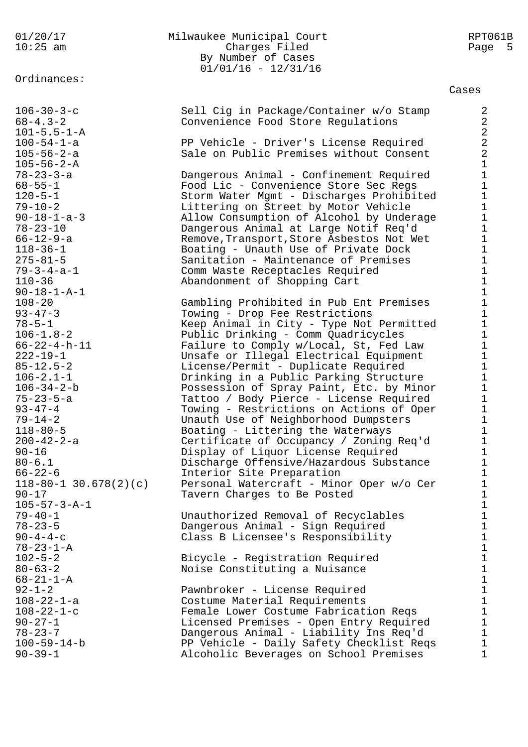Milwaukee Municipal Court
Charges Filed
By Number of Cases
01/01/16 - 12/31/16

Ordinances:

| Ordinance | Description | Cases |
|---|---|---|
| 106-30-3-c | Sell Cig in Package/Container w/o Stamp | 2 |
| 68-4.3-2 | Convenience Food Store Regulations | 2 |
| 101-5.5-1-A | | 2 |
| 100-54-1-a | PP Vehicle - Driver's License Required | 2 |
| 105-56-2-a | Sale on Public Premises without Consent | 2 |
| 105-56-2-A | | 1 |
| 78-23-3-a | Dangerous Animal - Confinement Required | 1 |
| 68-55-1 | Food Lic - Convenience Store Sec Regs | 1 |
| 120-5-1 | Storm Water Mgmt - Discharges Prohibited | 1 |
| 79-10-2 | Littering on Street by Motor Vehicle | 1 |
| 90-18-1-a-3 | Allow Consumption of Alcohol by Underage | 1 |
| 78-23-10 | Dangerous Animal at Large Notif Req'd | 1 |
| 66-12-9-a | Remove,Transport,Store Asbestos Not Wet | 1 |
| 118-36-1 | Boating - Unauth Use of Private Dock | 1 |
| 275-81-5 | Sanitation - Maintenance of Premises | 1 |
| 79-3-4-a-1 | Comm Waste Receptacles Required | 1 |
| 110-36 | Abandonment of Shopping Cart | 1 |
| 90-18-1-A-1 | | 1 |
| 108-20 | Gambling Prohibited in Pub Ent Premises | 1 |
| 93-47-3 | Towing - Drop Fee Restrictions | 1 |
| 78-5-1 | Keep Animal in City - Type Not Permitted | 1 |
| 106-1.8-2 | Public Drinking - Comm Quadricycles | 1 |
| 66-22-4-h-11 | Failure to Comply w/Local, St, Fed Law | 1 |
| 222-19-1 | Unsafe or Illegal Electrical Equipment | 1 |
| 85-12.5-2 | License/Permit - Duplicate Required | 1 |
| 106-2.1-1 | Drinking in a Public Parking Structure | 1 |
| 106-34-2-b | Possession of Spray Paint, Etc. by Minor | 1 |
| 75-23-5-a | Tattoo / Body Pierce - License Required | 1 |
| 93-47-4 | Towing - Restrictions on Actions of Oper | 1 |
| 79-14-2 | Unauth Use of Neighborhood Dumpsters | 1 |
| 118-80-5 | Boating - Littering the Waterways | 1 |
| 200-42-2-a | Certificate of Occupancy / Zoning Req'd | 1 |
| 90-16 | Display of Liquor License Required | 1 |
| 80-6.1 | Discharge Offensive/Hazardous Substance | 1 |
| 66-22-6 | Interior Site Preparation | 1 |
| 118-80-1 30.678(2)(c) | Personal Watercraft - Minor Oper w/o Cer | 1 |
| 90-17 | Tavern Charges to Be Posted | 1 |
| 105-57-3-A-1 | | 1 |
| 79-40-1 | Unauthorized Removal of Recyclables | 1 |
| 78-23-5 | Dangerous Animal - Sign Required | 1 |
| 90-4-4-c | Class B Licensee's Responsibility | 1 |
| 78-23-1-A | | 1 |
| 102-5-2 | Bicycle - Registration Required | 1 |
| 80-63-2 | Noise Constituting a Nuisance | 1 |
| 68-21-1-A | | 1 |
| 92-1-2 | Pawnbroker - License Required | 1 |
| 108-22-1-a | Costume Material Requirements | 1 |
| 108-22-1-c | Female Lower Costume Fabrication Reqs | 1 |
| 90-27-1 | Licensed Premises - Open Entry Required | 1 |
| 78-23-7 | Dangerous Animal - Liability Ins Req'd | 1 |
| 100-59-14-b | PP Vehicle - Daily Safety Checklist Reqs | 1 |
| 90-39-1 | Alcoholic Beverages on School Premises | 1 |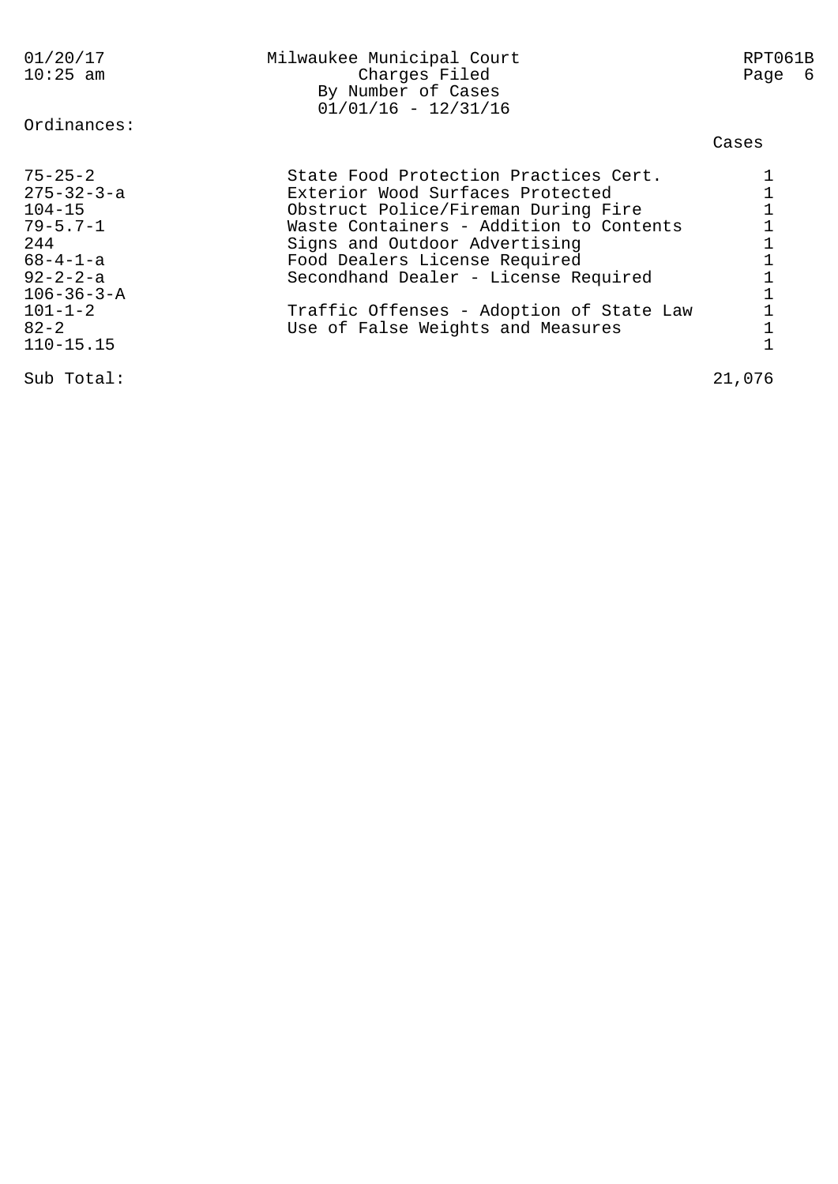Milwaukee Municipal Court
Charges Filed
By Number of Cases
01/01/16 - 12/31/16

Ordinances:

| Ordinance | Description | Cases |
|---|---|---|
| 75-25-2 | State Food Protection Practices Cert. | 1 |
| 275-32-3-a | Exterior Wood Surfaces Protected | 1 |
| 104-15 | Obstruct Police/Fireman During Fire | 1 |
| 79-5.7-1 | Waste Containers - Addition to Contents | 1 |
| 244 | Signs and Outdoor Advertising | 1 |
| 68-4-1-a | Food Dealers License Required | 1 |
| 92-2-2-a | Secondhand Dealer - License Required | 1 |
| 106-36-3-A | | 1 |
| 101-1-2 | Traffic Offenses - Adoption of State Law | 1 |
| 82-2 | Use of False Weights and Measures | 1 |
| 110-15.15 | | 1 |
| Sub Total: | | 21,076 |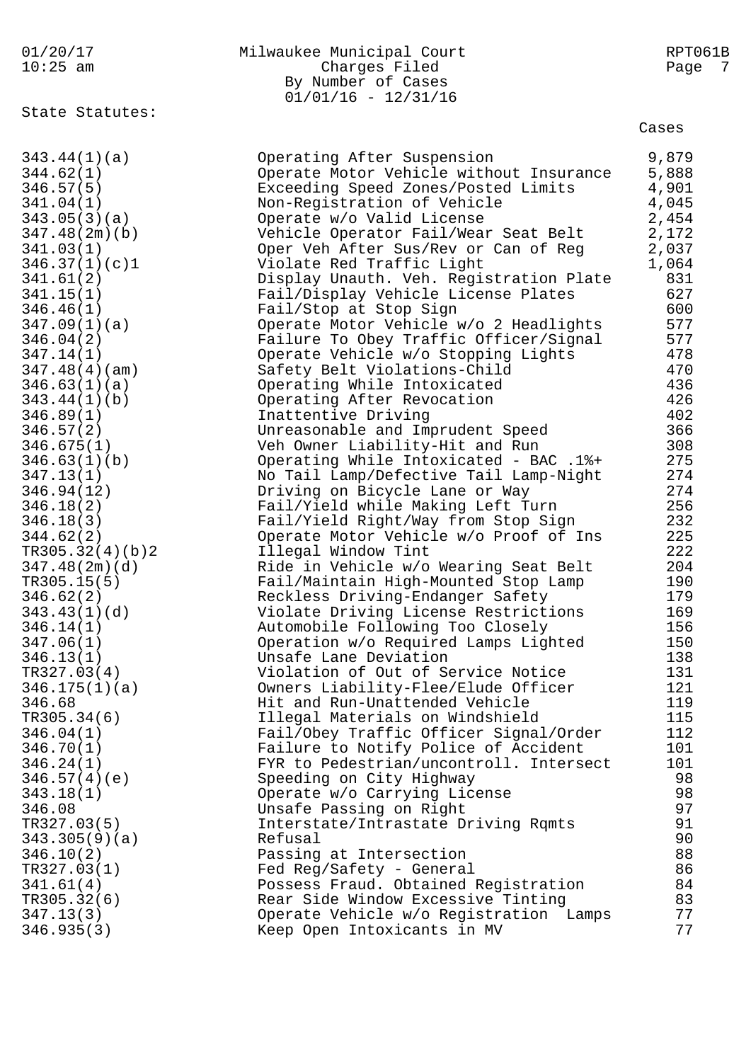Milwaukee Municipal Court
Charges Filed
By Number of Cases
01/01/16 - 12/31/16

State Statutes:

| Statute | Description | Cases |
|---|---|---|
| 343.44(1)(a) | Operating After Suspension | 9,879 |
| 344.62(1) | Operate Motor Vehicle without Insurance | 5,888 |
| 346.57(5) | Exceeding Speed Zones/Posted Limits | 4,901 |
| 341.04(1) | Non-Registration of Vehicle | 4,045 |
| 343.05(3)(a) | Operate w/o Valid License | 2,454 |
| 347.48(2m)(b) | Vehicle Operator Fail/Wear Seat Belt | 2,172 |
| 341.03(1) | Oper Veh After Sus/Rev or Can of Reg | 2,037 |
| 346.37(1)(c)1 | Violate Red Traffic Light | 1,064 |
| 341.61(2) | Display Unauth. Veh. Registration Plate | 831 |
| 341.15(1) | Fail/Display Vehicle License Plates | 627 |
| 346.46(1) | Fail/Stop at Stop Sign | 600 |
| 347.09(1)(a) | Operate Motor Vehicle w/o 2 Headlights | 577 |
| 346.04(2) | Failure To Obey Traffic Officer/Signal | 577 |
| 347.14(1) | Operate Vehicle w/o Stopping Lights | 478 |
| 347.48(4)(am) | Safety Belt Violations-Child | 470 |
| 346.63(1)(a) | Operating While Intoxicated | 436 |
| 343.44(1)(b) | Operating After Revocation | 426 |
| 346.89(1) | Inattentive Driving | 402 |
| 346.57(2) | Unreasonable and Imprudent Speed | 366 |
| 346.675(1) | Veh Owner Liability-Hit and Run | 308 |
| 346.63(1)(b) | Operating While Intoxicated - BAC .1%+ | 275 |
| 347.13(1) | No Tail Lamp/Defective Tail Lamp-Night | 274 |
| 346.94(12) | Driving on Bicycle Lane or Way | 274 |
| 346.18(2) | Fail/Yield while Making Left Turn | 256 |
| 346.18(3) | Fail/Yield Right/Way from Stop Sign | 232 |
| 344.62(2) | Operate Motor Vehicle w/o Proof of Ins | 225 |
| TR305.32(4)(b)2 | Illegal Window Tint | 222 |
| 347.48(2m)(d) | Ride in Vehicle w/o Wearing Seat Belt | 204 |
| TR305.15(5) | Fail/Maintain High-Mounted Stop Lamp | 190 |
| 346.62(2) | Reckless Driving-Endanger Safety | 179 |
| 343.43(1)(d) | Violate Driving License Restrictions | 169 |
| 346.14(1) | Automobile Following Too Closely | 156 |
| 347.06(1) | Operation w/o Required Lamps Lighted | 150 |
| 346.13(1) | Unsafe Lane Deviation | 138 |
| TR327.03(4) | Violation of Out of Service Notice | 131 |
| 346.175(1)(a) | Owners Liability-Flee/Elude Officer | 121 |
| 346.68 | Hit and Run-Unattended Vehicle | 119 |
| TR305.34(6) | Illegal Materials on Windshield | 115 |
| 346.04(1) | Fail/Obey Traffic Officer Signal/Order | 112 |
| 346.70(1) | Failure to Notify Police of Accident | 101 |
| 346.24(1) | FYR to Pedestrian/uncontroll. Intersect | 101 |
| 346.57(4)(e) | Speeding on City Highway | 98 |
| 343.18(1) | Operate w/o Carrying License | 98 |
| 346.08 | Unsafe Passing on Right | 97 |
| TR327.03(5) | Interstate/Intrastate Driving Rqmts | 91 |
| 343.305(9)(a) | Refusal | 90 |
| 346.10(2) | Passing at Intersection | 88 |
| TR327.03(1) | Fed Reg/Safety - General | 86 |
| 341.61(4) | Possess Fraud. Obtained Registration | 84 |
| TR305.32(6) | Rear Side Window Excessive Tinting | 83 |
| 347.13(3) | Operate Vehicle w/o Registration Lamps | 77 |
| 346.935(3) | Keep Open Intoxicants in MV | 77 |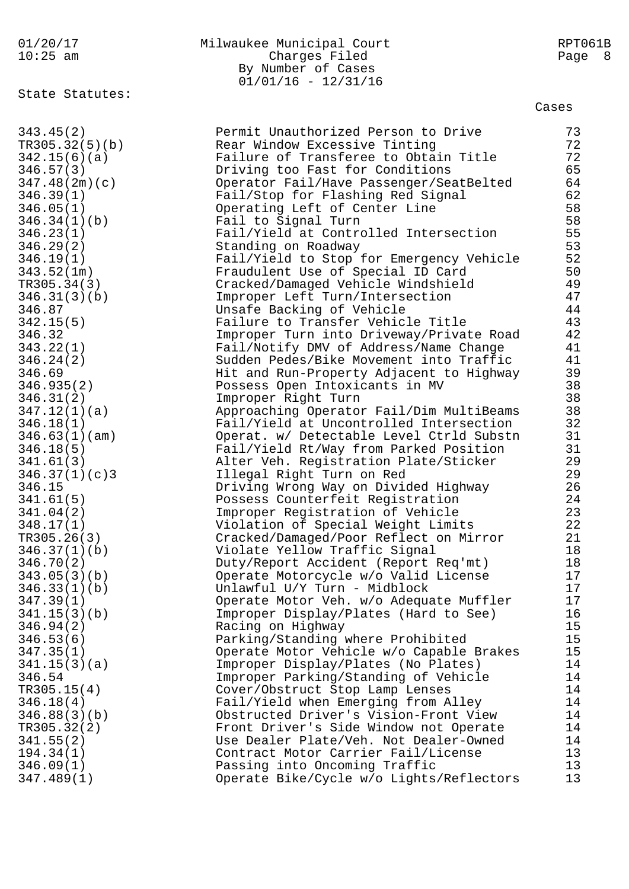Milwaukee Municipal Court
Charges Filed
By Number of Cases
01/01/16 - 12/31/16

State Statutes:

| Statute | Description | Cases |
|---|---|---|
| 343.45(2) | Permit Unauthorized Person to Drive | 73 |
| TR305.32(5)(b) | Rear Window Excessive Tinting | 72 |
| 342.15(6)(a) | Failure of Transferee to Obtain Title | 72 |
| 346.57(3) | Driving too Fast for Conditions | 65 |
| 347.48(2m)(c) | Operator Fail/Have Passenger/SeatBelted | 64 |
| 346.39(1) | Fail/Stop for Flashing Red Signal | 62 |
| 346.05(1) | Operating Left of Center Line | 58 |
| 346.34(1)(b) | Fail to Signal Turn | 58 |
| 346.23(1) | Fail/Yield at Controlled Intersection | 55 |
| 346.29(2) | Standing on Roadway | 53 |
| 346.19(1) | Fail/Yield to Stop for Emergency Vehicle | 52 |
| 343.52(1m) | Fraudulent Use of Special ID Card | 50 |
| TR305.34(3) | Cracked/Damaged Vehicle Windshield | 49 |
| 346.31(3)(b) | Improper Left Turn/Intersection | 47 |
| 346.87 | Unsafe Backing of Vehicle | 44 |
| 342.15(5) | Failure to Transfer Vehicle Title | 43 |
| 346.32 | Improper Turn into Driveway/Private Road | 42 |
| 343.22(1) | Fail/Notify DMV of Address/Name Change | 41 |
| 346.24(2) | Sudden Pedes/Bike Movement into Traffic | 41 |
| 346.69 | Hit and Run-Property Adjacent to Highway | 39 |
| 346.935(2) | Possess Open Intoxicants in MV | 38 |
| 346.31(2) | Improper Right Turn | 38 |
| 347.12(1)(a) | Approaching Operator Fail/Dim MultiBeams | 38 |
| 346.18(1) | Fail/Yield at Uncontrolled Intersection | 32 |
| 346.63(1)(am) | Operat. w/ Detectable Level Ctrld Substn | 31 |
| 346.18(5) | Fail/Yield Rt/Way from Parked Position | 31 |
| 341.61(3) | Alter Veh. Registration Plate/Sticker | 29 |
| 346.37(1)(c)3 | Illegal Right Turn on Red | 29 |
| 346.15 | Driving Wrong Way on Divided Highway | 26 |
| 341.61(5) | Possess Counterfeit Registration | 24 |
| 341.04(2) | Improper Registration of Vehicle | 23 |
| 348.17(1) | Violation of Special Weight Limits | 22 |
| TR305.26(3) | Cracked/Damaged/Poor Reflect on Mirror | 21 |
| 346.37(1)(b) | Violate Yellow Traffic Signal | 18 |
| 346.70(2) | Duty/Report Accident (Report Req'mt) | 18 |
| 343.05(3)(b) | Operate Motorcycle w/o Valid License | 17 |
| 346.33(1)(b) | Unlawful U/Y Turn - Midblock | 17 |
| 347.39(1) | Operate Motor Veh. w/o Adequate Muffler | 17 |
| 341.15(3)(b) | Improper Display/Plates (Hard to See) | 16 |
| 346.94(2) | Racing on Highway | 15 |
| 346.53(6) | Parking/Standing where Prohibited | 15 |
| 347.35(1) | Operate Motor Vehicle w/o Capable Brakes | 15 |
| 341.15(3)(a) | Improper Display/Plates (No Plates) | 14 |
| 346.54 | Improper Parking/Standing of Vehicle | 14 |
| TR305.15(4) | Cover/Obstruct Stop Lamp Lenses | 14 |
| 346.18(4) | Fail/Yield when Emerging from Alley | 14 |
| 346.88(3)(b) | Obstructed Driver's Vision-Front View | 14 |
| TR305.32(2) | Front Driver's Side Window not Operate | 14 |
| 341.55(2) | Use Dealer Plate/Veh. Not Dealer-Owned | 14 |
| 194.34(1) | Contract Motor Carrier Fail/License | 13 |
| 346.09(1) | Passing into Oncoming Traffic | 13 |
| 347.489(1) | Operate Bike/Cycle w/o Lights/Reflectors | 13 |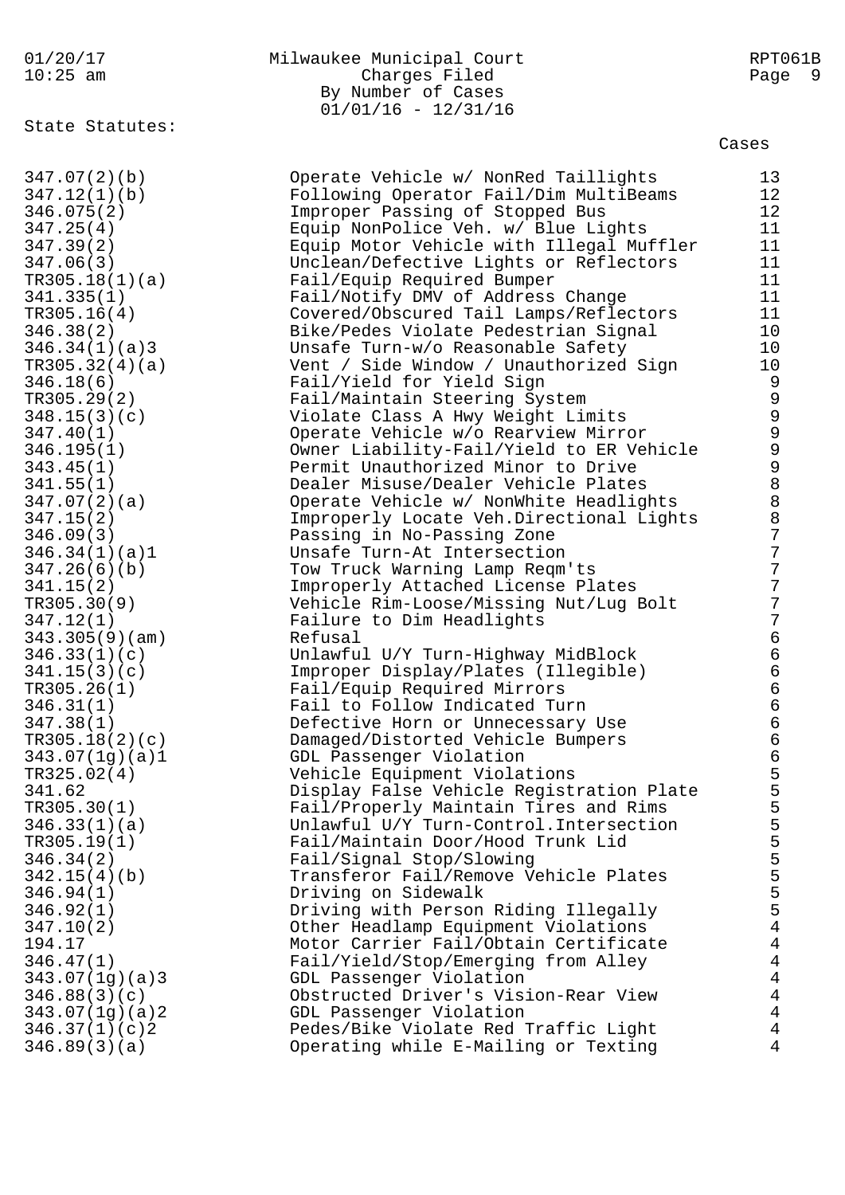State Statutes:

| Statute | Description | Cases |
|---|---|---|
| 347.07(2)(b) | Operate Vehicle w/ NonRed Taillights | 13 |
| 347.12(1)(b) | Following Operator Fail/Dim MultiBeams | 12 |
| 346.075(2) | Improper Passing of Stopped Bus | 12 |
| 347.25(4) | Equip NonPolice Veh. w/ Blue Lights | 11 |
| 347.39(2) | Equip Motor Vehicle with Illegal Muffler | 11 |
| 347.06(3) | Unclean/Defective Lights or Reflectors | 11 |
| TR305.18(1)(a) | Fail/Equip Required Bumper | 11 |
| 341.335(1) | Fail/Notify DMV of Address Change | 11 |
| TR305.16(4) | Covered/Obscured Tail Lamps/Reflectors | 11 |
| 346.38(2) | Bike/Pedes Violate Pedestrian Signal | 10 |
| 346.34(1)(a)3 | Unsafe Turn-w/o Reasonable Safety | 10 |
| TR305.32(4)(a) | Vent / Side Window / Unauthorized Sign | 10 |
| 346.18(6) | Fail/Yield for Yield Sign | 9 |
| TR305.29(2) | Fail/Maintain Steering System | 9 |
| 348.15(3)(c) | Violate Class A Hwy Weight Limits | 9 |
| 347.40(1) | Operate Vehicle w/o Rearview Mirror | 9 |
| 346.195(1) | Owner Liability-Fail/Yield to ER Vehicle | 9 |
| 343.45(1) | Permit Unauthorized Minor to Drive | 9 |
| 341.55(1) | Dealer Misuse/Dealer Vehicle Plates | 8 |
| 347.07(2)(a) | Operate Vehicle w/ NonWhite Headlights | 8 |
| 347.15(2) | Improperly Locate Veh.Directional Lights | 8 |
| 346.09(3) | Passing in No-Passing Zone | 7 |
| 346.34(1)(a)1 | Unsafe Turn-At Intersection | 7 |
| 347.26(6)(b) | Tow Truck Warning Lamp Reqm'ts | 7 |
| 341.15(2) | Improperly Attached License Plates | 7 |
| TR305.30(9) | Vehicle Rim-Loose/Missing Nut/Lug Bolt | 7 |
| 347.12(1) | Failure to Dim Headlights | 7 |
| 343.305(9)(am) | Refusal | 6 |
| 346.33(1)(c) | Unlawful U/Y Turn-Highway MidBlock | 6 |
| 341.15(3)(c) | Improper Display/Plates (Illegible) | 6 |
| TR305.26(1) | Fail/Equip Required Mirrors | 6 |
| 346.31(1) | Fail to Follow Indicated Turn | 6 |
| 347.38(1) | Defective Horn or Unnecessary Use | 6 |
| TR305.18(2)(c) | Damaged/Distorted Vehicle Bumpers | 6 |
| 343.07(1g)(a)1 | GDL Passenger Violation | 6 |
| TR325.02(4) | Vehicle Equipment Violations | 5 |
| 341.62 | Display False Vehicle Registration Plate | 5 |
| TR305.30(1) | Fail/Properly Maintain Tires and Rims | 5 |
| 346.33(1)(a) | Unlawful U/Y Turn-Control.Intersection | 5 |
| TR305.19(1) | Fail/Maintain Door/Hood Trunk Lid | 5 |
| 346.34(2) | Fail/Signal Stop/Slowing | 5 |
| 342.15(4)(b) | Transferor Fail/Remove Vehicle Plates | 5 |
| 346.94(1) | Driving on Sidewalk | 5 |
| 346.92(1) | Driving with Person Riding Illegally | 5 |
| 347.10(2) | Other Headlamp Equipment Violations | 4 |
| 194.17 | Motor Carrier Fail/Obtain Certificate | 4 |
| 346.47(1) | Fail/Yield/Stop/Emerging from Alley | 4 |
| 343.07(1g)(a)3 | GDL Passenger Violation | 4 |
| 346.88(3)(c) | Obstructed Driver's Vision-Rear View | 4 |
| 343.07(1g)(a)2 | GDL Passenger Violation | 4 |
| 346.37(1)(c)2 | Pedes/Bike Violate Red Traffic Light | 4 |
| 346.89(3)(a) | Operating while E-Mailing or Texting | 4 |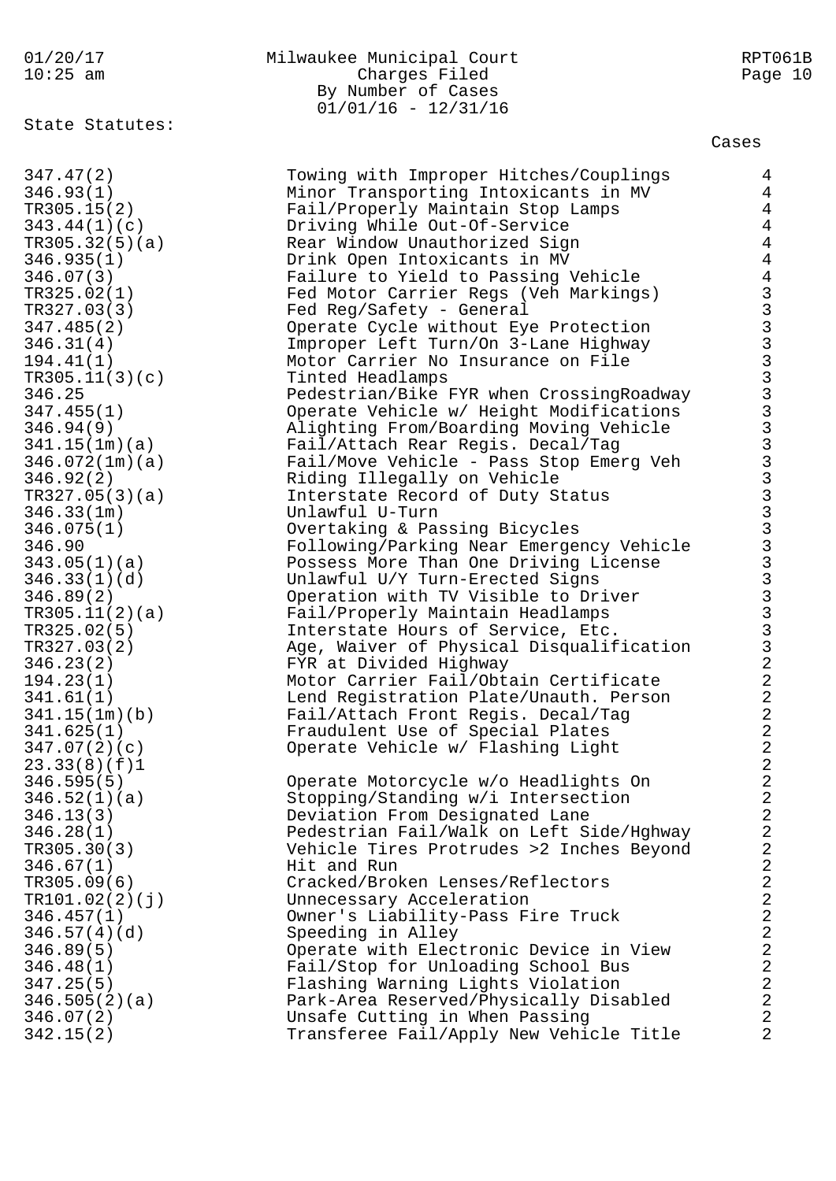State Statutes:

| Statute | Description | Cases |
|---|---|---|
| 347.47(2) | Towing with Improper Hitches/Couplings | 4 |
| 346.93(1) | Minor Transporting Intoxicants in MV | 4 |
| TR305.15(2) | Fail/Properly Maintain Stop Lamps | 4 |
| 343.44(1)(c) | Driving While Out-Of-Service | 4 |
| TR305.32(5)(a) | Rear Window Unauthorized Sign | 4 |
| 346.935(1) | Drink Open Intoxicants in MV | 4 |
| 346.07(3) | Failure to Yield to Passing Vehicle | 4 |
| TR325.02(1) | Fed Motor Carrier Regs (Veh Markings) | 3 |
| TR327.03(3) | Fed Reg/Safety - General | 3 |
| 347.485(2) | Operate Cycle without Eye Protection | 3 |
| 346.31(4) | Improper Left Turn/On 3-Lane Highway | 3 |
| 194.41(1) | Motor Carrier No Insurance on File | 3 |
| TR305.11(3)(c) | Tinted Headlamps | 3 |
| 346.25 | Pedestrian/Bike FYR when CrossingRoadway | 3 |
| 347.455(1) | Operate Vehicle w/ Height Modifications | 3 |
| 346.94(9) | Alighting From/Boarding Moving Vehicle | 3 |
| 341.15(1m)(a) | Fail/Attach Rear Regis. Decal/Tag | 3 |
| 346.072(1m)(a) | Fail/Move Vehicle - Pass Stop Emerg Veh | 3 |
| 346.92(2) | Riding Illegally on Vehicle | 3 |
| TR327.05(3)(a) | Interstate Record of Duty Status | 3 |
| 346.33(1m) | Unlawful U-Turn | 3 |
| 346.075(1) | Overtaking & Passing Bicycles | 3 |
| 346.90 | Following/Parking Near Emergency Vehicle | 3 |
| 343.05(1)(a) | Possess More Than One Driving License | 3 |
| 346.33(1)(d) | Unlawful U/Y Turn-Erected Signs | 3 |
| 346.89(2) | Operation with TV Visible to Driver | 3 |
| TR305.11(2)(a) | Fail/Properly Maintain Headlamps | 3 |
| TR325.02(5) | Interstate Hours of Service, Etc. | 3 |
| TR327.03(2) | Age, Waiver of Physical Disqualification | 3 |
| 346.23(2) | FYR at Divided Highway | 2 |
| 194.23(1) | Motor Carrier Fail/Obtain Certificate | 2 |
| 341.61(1) | Lend Registration Plate/Unauth. Person | 2 |
| 341.15(1m)(b) | Fail/Attach Front Regis. Decal/Tag | 2 |
| 341.625(1) | Fraudulent Use of Special Plates | 2 |
| 347.07(2)(c) | Operate Vehicle w/ Flashing Light | 2 |
| 23.33(8)(f)1 | | 2 |
| 346.595(5) | Operate Motorcycle w/o Headlights On | 2 |
| 346.52(1)(a) | Stopping/Standing w/i Intersection | 2 |
| 346.13(3) | Deviation From Designated Lane | 2 |
| 346.28(1) | Pedestrian Fail/Walk on Left Side/Hghway | 2 |
| TR305.30(3) | Vehicle Tires Protrudes >2 Inches Beyond | 2 |
| 346.67(1) | Hit and Run | 2 |
| TR305.09(6) | Cracked/Broken Lenses/Reflectors | 2 |
| TR101.02(2)(j) | Unnecessary Acceleration | 2 |
| 346.457(1) | Owner's Liability-Pass Fire Truck | 2 |
| 346.57(4)(d) | Speeding in Alley | 2 |
| 346.89(5) | Operate with Electronic Device in View | 2 |
| 346.48(1) | Fail/Stop for Unloading School Bus | 2 |
| 347.25(5) | Flashing Warning Lights Violation | 2 |
| 346.505(2)(a) | Park-Area Reserved/Physically Disabled | 2 |
| 346.07(2) | Unsafe Cutting in When Passing | 2 |
| 342.15(2) | Transferee Fail/Apply New Vehicle Title | 2 |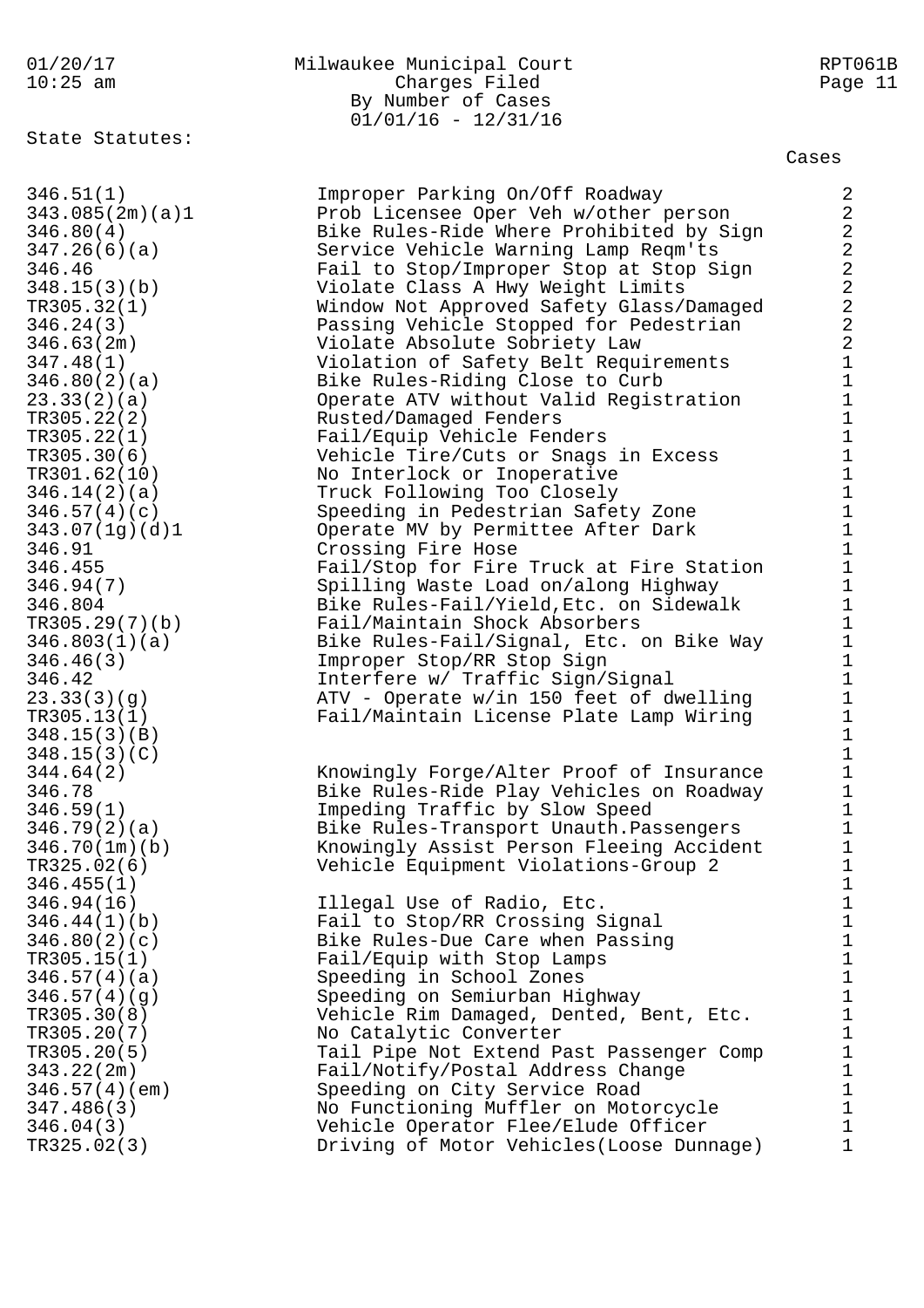Milwaukee Municipal Court
Charges Filed
By Number of Cases
01/01/16 - 12/31/16

State Statutes:

| Statute | Description | Cases |
|---|---|---|
| 346.51(1) | Improper Parking On/Off Roadway | 2 |
| 343.085(2m)(a)1 | Prob Licensee Oper Veh w/other person | 2 |
| 346.80(4) | Bike Rules-Ride Where Prohibited by Sign | 2 |
| 347.26(6)(a) | Service Vehicle Warning Lamp Reqm'ts | 2 |
| 346.46 | Fail to Stop/Improper Stop at Stop Sign | 2 |
| 348.15(3)(b) | Violate Class A Hwy Weight Limits | 2 |
| TR305.32(1) | Window Not Approved Safety Glass/Damaged | 2 |
| 346.24(3) | Passing Vehicle Stopped for Pedestrian | 2 |
| 346.63(2m) | Violate Absolute Sobriety Law | 2 |
| 347.48(1) | Violation of Safety Belt Requirements | 1 |
| 346.80(2)(a) | Bike Rules-Riding Close to Curb | 1 |
| 23.33(2)(a) | Operate ATV without Valid Registration | 1 |
| TR305.22(2) | Rusted/Damaged Fenders | 1 |
| TR305.22(1) | Fail/Equip Vehicle Fenders | 1 |
| TR305.30(6) | Vehicle Tire/Cuts or Snags in Excess | 1 |
| TR301.62(10) | No Interlock or Inoperative | 1 |
| 346.14(2)(a) | Truck Following Too Closely | 1 |
| 346.57(4)(c) | Speeding in Pedestrian Safety Zone | 1 |
| 343.07(1g)(d)1 | Operate MV by Permittee After Dark | 1 |
| 346.91 | Crossing Fire Hose | 1 |
| 346.455 | Fail/Stop for Fire Truck at Fire Station | 1 |
| 346.94(7) | Spilling Waste Load on/along Highway | 1 |
| 346.804 | Bike Rules-Fail/Yield,Etc. on Sidewalk | 1 |
| TR305.29(7)(b) | Fail/Maintain Shock Absorbers | 1 |
| 346.803(1)(a) | Bike Rules-Fail/Signal, Etc. on Bike Way | 1 |
| 346.46(3) | Improper Stop/RR Stop Sign | 1 |
| 346.42 | Interfere w/ Traffic Sign/Signal | 1 |
| 23.33(3)(g) | ATV - Operate w/in 150 feet of dwelling | 1 |
| TR305.13(1) | Fail/Maintain License Plate Lamp Wiring | 1 |
| 348.15(3)(B) | | 1 |
| 348.15(3)(C) | | 1 |
| 344.64(2) | Knowingly Forge/Alter Proof of Insurance | 1 |
| 346.78 | Bike Rules-Ride Play Vehicles on Roadway | 1 |
| 346.59(1) | Impeding Traffic by Slow Speed | 1 |
| 346.79(2)(a) | Bike Rules-Transport Unauth.Passengers | 1 |
| 346.70(1m)(b) | Knowingly Assist Person Fleeing Accident | 1 |
| TR325.02(6) | Vehicle Equipment Violations-Group 2 | 1 |
| 346.455(1) | | 1 |
| 346.94(16) | Illegal Use of Radio, Etc. | 1 |
| 346.44(1)(b) | Fail to Stop/RR Crossing Signal | 1 |
| 346.80(2)(c) | Bike Rules-Due Care when Passing | 1 |
| TR305.15(1) | Fail/Equip with Stop Lamps | 1 |
| 346.57(4)(a) | Speeding in School Zones | 1 |
| 346.57(4)(g) | Speeding on Semiurban Highway | 1 |
| TR305.30(8) | Vehicle Rim Damaged, Dented, Bent, Etc. | 1 |
| TR305.20(7) | No Catalytic Converter | 1 |
| TR305.20(5) | Tail Pipe Not Extend Past Passenger Comp | 1 |
| 343.22(2m) | Fail/Notify/Postal Address Change | 1 |
| 346.57(4)(em) | Speeding on City Service Road | 1 |
| 347.486(3) | No Functioning Muffler on Motorcycle | 1 |
| 346.04(3) | Vehicle Operator Flee/Elude Officer | 1 |
| TR325.02(3) | Driving of Motor Vehicles(Loose Dunnage) | 1 |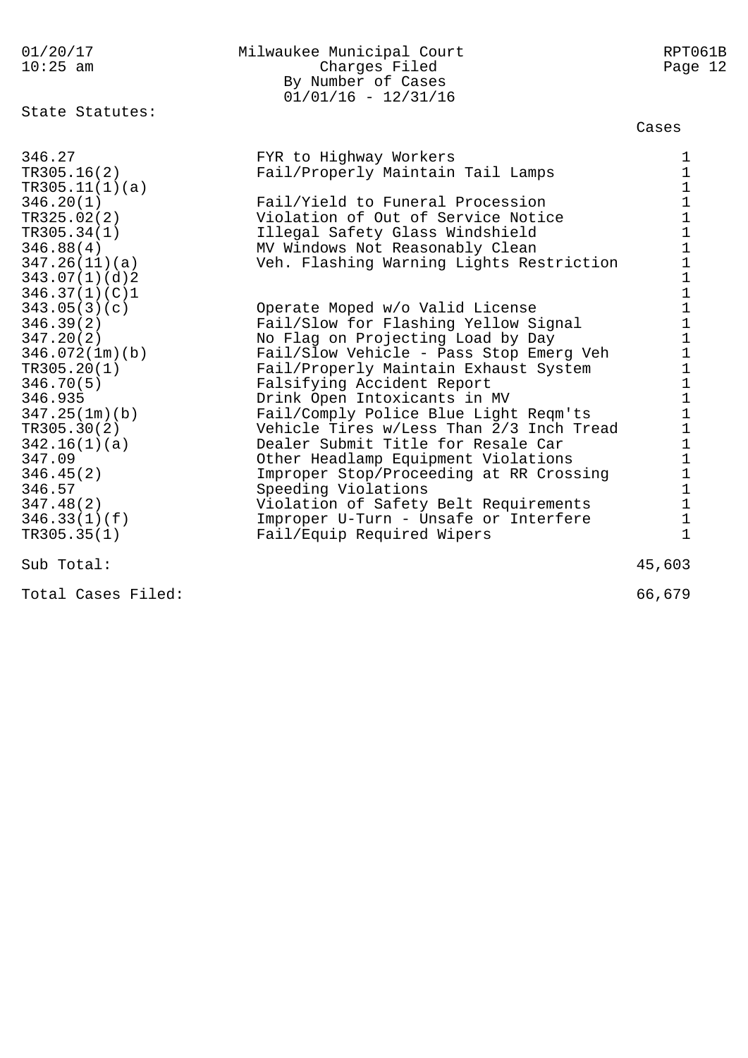Milwaukee Municipal Court
Charges Filed
By Number of Cases
01/01/16 - 12/31/16

State Statutes:

| Statute | Description | Cases |
|---|---|---|
| 346.27 | FYR to Highway Workers | 1 |
| TR305.16(2) | Fail/Properly Maintain Tail Lamps | 1 |
| TR305.11(1)(a) | | 1 |
| 346.20(1) | Fail/Yield to Funeral Procession | 1 |
| TR325.02(2) | Violation of Out of Service Notice | 1 |
| TR305.34(1) | Illegal Safety Glass Windshield | 1 |
| 346.88(4) | MV Windows Not Reasonably Clean | 1 |
| 347.26(11)(a) | Veh. Flashing Warning Lights Restriction | 1 |
| 343.07(1)(d)2 | | 1 |
| 346.37(1)(C)1 | | 1 |
| 343.05(3)(c) | Operate Moped w/o Valid License | 1 |
| 346.39(2) | Fail/Slow for Flashing Yellow Signal | 1 |
| 347.20(2) | No Flag on Projecting Load by Day | 1 |
| 346.072(1m)(b) | Fail/Slow Vehicle - Pass Stop Emerg Veh | 1 |
| TR305.20(1) | Fail/Properly Maintain Exhaust System | 1 |
| 346.70(5) | Falsifying Accident Report | 1 |
| 346.935 | Drink Open Intoxicants in MV | 1 |
| 347.25(1m)(b) | Fail/Comply Police Blue Light Reqm'ts | 1 |
| TR305.30(2) | Vehicle Tires w/Less Than 2/3 Inch Tread | 1 |
| 342.16(1)(a) | Dealer Submit Title for Resale Car | 1 |
| 347.09 | Other Headlamp Equipment Violations | 1 |
| 346.45(2) | Improper Stop/Proceeding at RR Crossing | 1 |
| 346.57 | Speeding Violations | 1 |
| 347.48(2) | Violation of Safety Belt Requirements | 1 |
| 346.33(1)(f) | Improper U-Turn - Unsafe or Interfere | 1 |
| TR305.35(1) | Fail/Equip Required Wipers | 1 |
| Sub Total: | | 45,603 |
| Total Cases Filed: | | 66,679 |